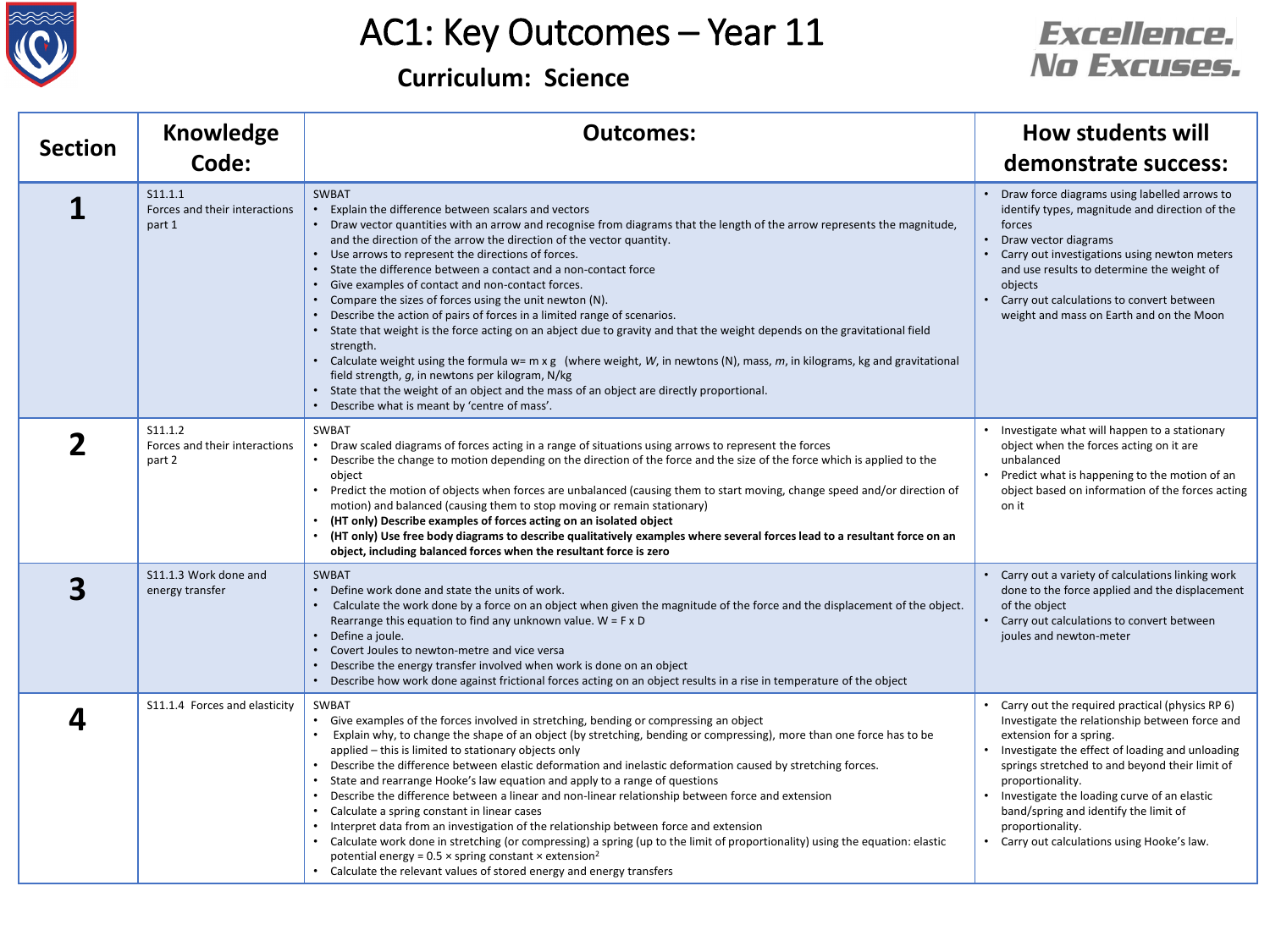# AC1: Key Outcomes – Year 11

## Curriculum: Science

Excellence. No Excuses.

| Section | Knowledge Code: | Outcomes: | How students will demonstrate success: |
|---|---|---|---|
| **1** | S11.1.1 Forces and their interactions part 1 | SWBAT<br>• Explain the difference between scalars and vectors<br>• Draw vector quantities with an arrow and recognise from diagrams that the length of the arrow represents the magnitude, and the direction of the arrow the direction of the vector quantity.<br>• Use arrows to represent the directions of forces.<br>• State the difference between a contact and a non-contact force<br>• Give examples of contact and non-contact forces.<br>• Compare the sizes of forces using the unit newton (N).<br>• Describe the action of pairs of forces in a limited range of scenarios.<br>• State that weight is the force acting on an abject due to gravity and that the weight depends on the gravitational field strength.<br>• Calculate weight using the formula w= m x g (where weight, *W*, in newtons (N), mass, *m*, in kilograms, kg and gravitational field strength, *g*, in newtons per kilogram, N/kg<br>• State that the weight of an object and the mass of an object are directly proportional.<br>• Describe what is meant by 'centre of mass'. | • Draw force diagrams using labelled arrows to identify types, magnitude and direction of the forces<br>• Draw vector diagrams<br>• Carry out investigations using newton meters and use results to determine the weight of objects<br>• Carry out calculations to convert between weight and mass on Earth and on the Moon |
| **2** | S11.1.2 Forces and their interactions part 2 | SWBAT<br>• Draw scaled diagrams of forces acting in a range of situations using arrows to represent the forces<br>• Describe the change to motion depending on the direction of the force and the size of the force which is applied to the object<br>• Predict the motion of objects when forces are unbalanced (causing them to start moving, change speed and/or direction of motion) and balanced (causing them to stop moving or remain stationary)<br>• **(HT only) Describe examples of forces acting on an isolated object**<br>• **(HT only) Use free body diagrams to describe qualitatively examples where several forces lead to a resultant force on an object, including balanced forces when the resultant force is zero** | • Investigate what will happen to a stationary object when the forces acting on it are unbalanced<br>• Predict what is happening to the motion of an object based on information of the forces acting on it |
| **3** | S11.1.3 Work done and energy transfer | SWBAT<br>• Define work done and state the units of work.<br>• Calculate the work done by a force on an object when given the magnitude of the force and the displacement of the object. Rearrange this equation to find any unknown value. W = F x D<br>• Define a joule.<br>• Covert Joules to newton-metre and vice versa<br>• Describe the energy transfer involved when work is done on an object<br>• Describe how work done against frictional forces acting on an object results in a rise in temperature of the object | • Carry out a variety of calculations linking work done to the force applied and the displacement of the object<br>• Carry out calculations to convert between joules and newton-meter |
| **4** | S11.1.4 Forces and elasticity | SWBAT<br>• Give examples of the forces involved in stretching, bending or compressing an object<br>• Explain why, to change the shape of an object (by stretching, bending or compressing), more than one force has to be applied – this is limited to stationary objects only<br>• Describe the difference between elastic deformation and inelastic deformation caused by stretching forces.<br>• State and rearrange Hooke's law equation and apply to a range of questions<br>• Describe the difference between a linear and non-linear relationship between force and extension<br>• Calculate a spring constant in linear cases<br>• Interpret data from an investigation of the relationship between force and extension<br>• Calculate work done in stretching (or compressing) a spring (up to the limit of proportionality) using the equation: elastic potential energy = 0.5 × spring constant × extension$^2$<br>• Calculate the relevant values of stored energy and energy transfers | • Carry out the required practical (physics RP 6) Investigate the relationship between force and extension for a spring.<br>• Investigate the effect of loading and unloading springs stretched to and beyond their limit of proportionality.<br>• Investigate the loading curve of an elastic band/spring and identify the limit of proportionality.<br>• Carry out calculations using Hooke's law. |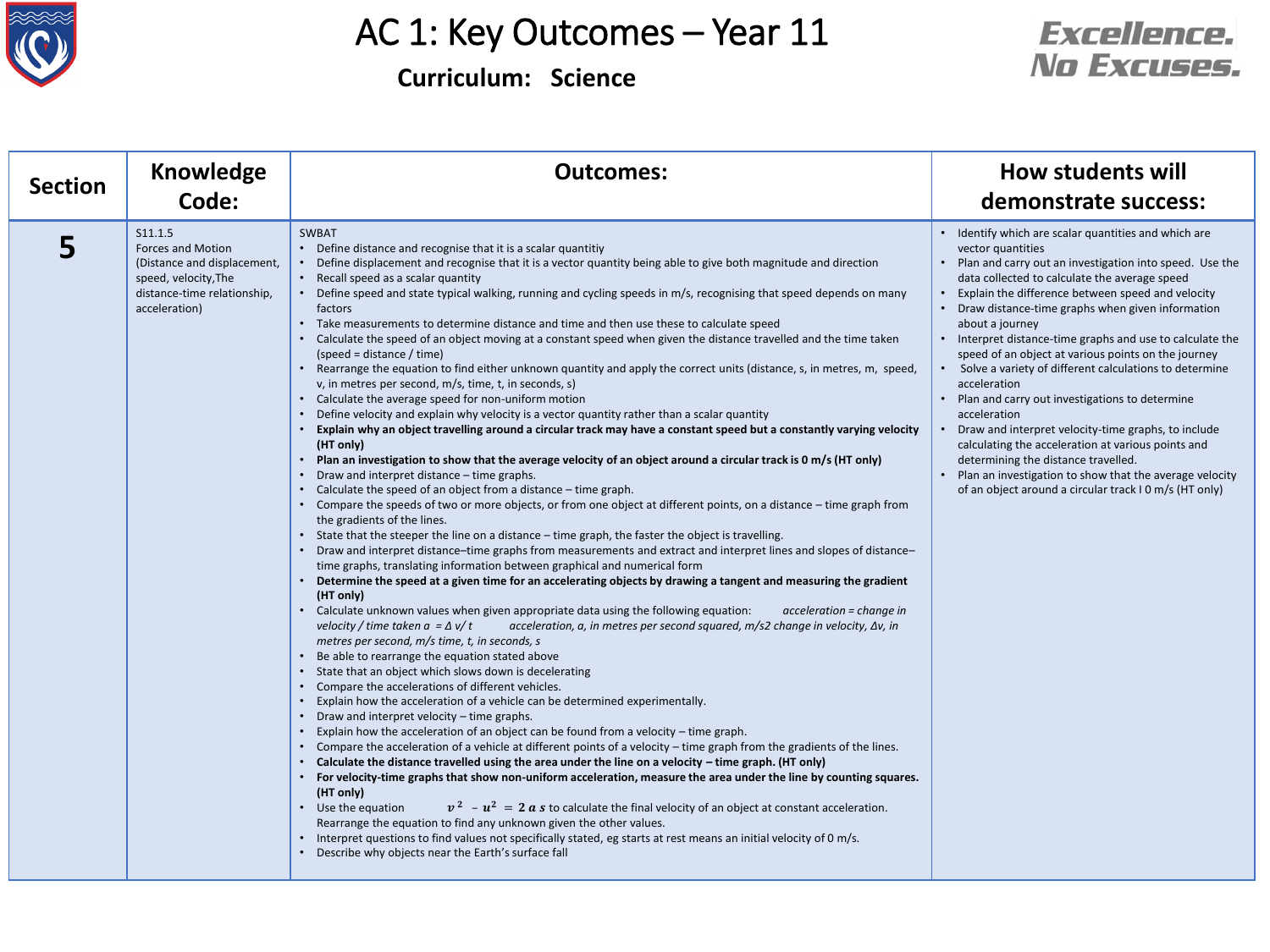# AC 1: Key Outcomes – Year 11

## Curriculum: Science

Excellence. No Excuses.

| Section | Knowledge Code: | Outcomes: | How students will demonstrate success: |
|---|---|---|---|
| **5** | S11.1.5<br>Forces and Motion<br>(Distance and displacement, speed, velocity,The distance-time relationship, acceleration) | SWBAT<br>• Define distance and recognise that it is a scalar quantitiy<br>• Define displacement and recognise that it is a vector quantity being able to give both magnitude and direction<br>• Recall speed as a scalar quantity<br>• Define speed and state typical walking, running and cycling speeds in m/s, recognising that speed depends on many factors<br>• Take measurements to determine distance and time and then use these to calculate speed<br>• Calculate the speed of an object moving at a constant speed when given the distance travelled and the time taken (speed = distance / time)<br>• Rearrange the equation to find either unknown quantity and apply the correct units (distance, s, in metres, m, speed, v, in metres per second, m/s, time, t, in seconds, s)<br>• Calculate the average speed for non-uniform motion<br>• Define velocity and explain why velocity is a vector quantity rather than a scalar quantity<br>• **Explain why an object travelling around a circular track may have a constant speed but a constantly varying velocity (HT only)**<br>• **Plan an investigation to show that the average velocity of an object around a circular track is 0 m/s (HT only)**<br>• Draw and interpret distance – time graphs.<br>• Calculate the speed of an object from a distance – time graph.<br>• Compare the speeds of two or more objects, or from one object at different points, on a distance – time graph from the gradients of the lines.<br>• State that the steeper the line on a distance – time graph, the faster the object is travelling.<br>• Draw and interpret distance–time graphs from measurements and extract and interpret lines and slopes of distance–time graphs, translating information between graphical and numerical form<br>• **Determine the speed at a given time for an accelerating objects by drawing a tangent and measuring the gradient (HT only)**<br>• Calculate unknown values when given appropriate data using the following equation: *acceleration = change in velocity / time taken a = Δ v/ t* *acceleration, a, in metres per second squared, m/s2 change in velocity, Δv, in metres per second, m/s time, t, in seconds, s*<br>• Be able to rearrange the equation stated above<br>• State that an object which slows down is decelerating<br>• Compare the accelerations of different vehicles.<br>• Explain how the acceleration of a vehicle can be determined experimentally.<br>• Draw and interpret velocity – time graphs.<br>• Explain how the acceleration of an object can be found from a velocity – time graph.<br>• Compare the acceleration of a vehicle at different points of a velocity – time graph from the gradients of the lines.<br>• **Calculate the distance travelled using the area under the line on a velocity – time graph. (HT only)**<br>• **For velocity-time graphs that show non-uniform acceleration, measure the area under the line by counting squares. (HT only)**<br>• Use the equation $v^2 - u^2 = 2as$ to calculate the final velocity of an object at constant acceleration. Rearrange the equation to find any unknown given the other values.<br>• Interpret questions to find values not specifically stated, eg starts at rest means an initial velocity of 0 m/s.<br>• Describe why objects near the Earth's surface fall | • Identify which are scalar quantities and which are vector quantities<br>• Plan and carry out an investigation into speed. Use the data collected to calculate the average speed<br>• Explain the difference between speed and velocity<br>• Draw distance-time graphs when given information about a journey<br>• Interpret distance-time graphs and use to calculate the speed of an object at various points on the journey<br>• Solve a variety of different calculations to determine acceleration<br>• Plan and carry out investigations to determine acceleration<br>• Draw and interpret velocity-time graphs, to include calculating the acceleration at various points and determining the distance travelled.<br>• Plan an investigation to show that the average velocity of an object around a circular track I 0 m/s (HT only) |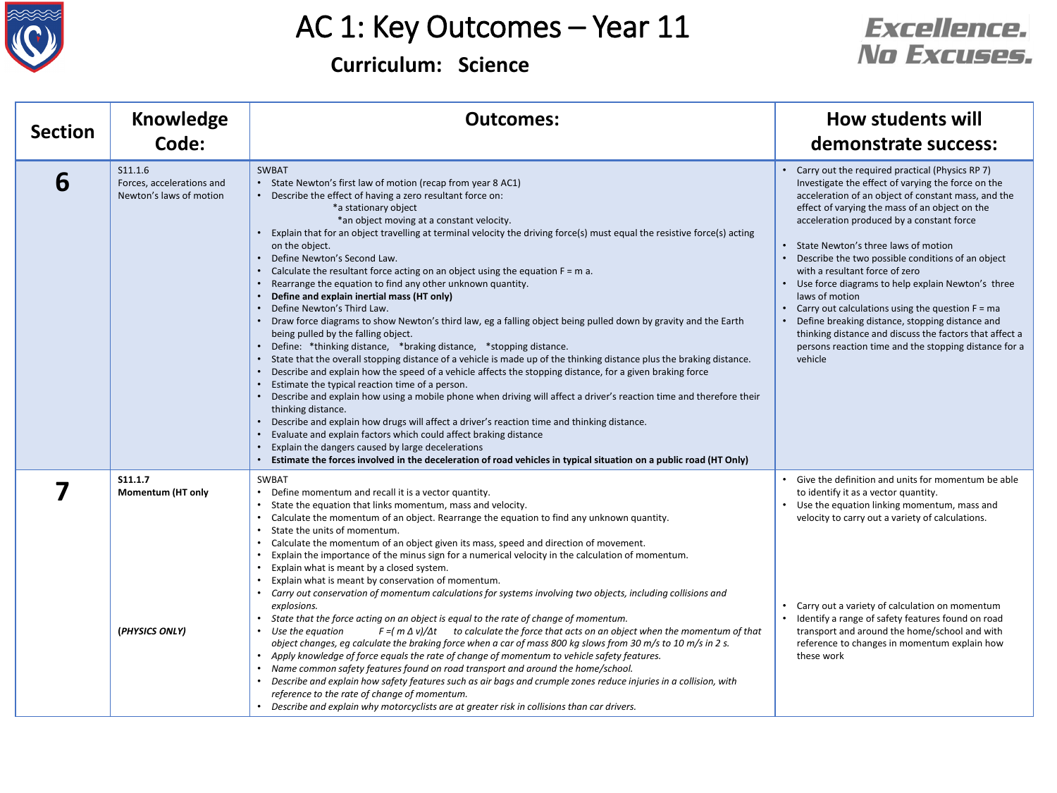# AC 1: Key Outcomes – Year 11

## Curriculum: Science

Excellence. No Excuses.

| Section | Knowledge Code: | Outcomes: | How students will demonstrate success: |
|---|---|---|---|
| **6** | S11.1.6<br>Forces, accelerations and Newton's laws of motion | SWBAT<br>• State Newton's first law of motion (recap from year 8 AC1)<br>• Describe the effect of having a zero resultant force on:<br>*a stationary object<br>*an object moving at a constant velocity.<br>• Explain that for an object travelling at terminal velocity the driving force(s) must equal the resistive force(s) acting on the object.<br>• Define Newton's Second Law.<br>• Calculate the resultant force acting on an object using the equation F = m a.<br>• Rearrange the equation to find any other unknown quantity.<br>• **Define and explain inertial mass (HT only)**<br>• Define Newton's Third Law.<br>• Draw force diagrams to show Newton's third law, eg a falling object being pulled down by gravity and the Earth being pulled by the falling object.<br>• Define: *thinking distance, *braking distance, *stopping distance.<br>• State that the overall stopping distance of a vehicle is made up of the thinking distance plus the braking distance.<br>• Describe and explain how the speed of a vehicle affects the stopping distance, for a given braking force<br>• Estimate the typical reaction time of a person.<br>• Describe and explain how using a mobile phone when driving will affect a driver's reaction time and therefore their thinking distance.<br>• Describe and explain how drugs will affect a driver's reaction time and thinking distance.<br>• Evaluate and explain factors which could affect braking distance<br>• Explain the dangers caused by large decelerations<br>• **Estimate the forces involved in the deceleration of road vehicles in typical situation on a public road (HT Only)** | • Carry out the required practical (Physics RP 7) Investigate the effect of varying the force on the acceleration of an object of constant mass, and the effect of varying the mass of an object on the acceleration produced by a constant force<br><br>• State Newton's three laws of motion<br>• Describe the two possible conditions of an object with a resultant force of zero<br>• Use force diagrams to help explain Newton's three laws of motion<br>• Carry out calculations using the question F = ma<br>• Define breaking distance, stopping distance and thinking distance and discuss the factors that affect a persons reaction time and the stopping distance for a vehicle |
| **7** | **S11.1.7**<br>**Momentum (HT only**<br><br><br><br><br><br><br><br><br><br>***(PHYSICS ONLY)*** | SWBAT<br>• Define momentum and recall it is a vector quantity.<br>• State the equation that links momentum, mass and velocity.<br>• Calculate the momentum of an object. Rearrange the equation to find any unknown quantity.<br>• State the units of momentum.<br>• Calculate the momentum of an object given its mass, speed and direction of movement.<br>• Explain the importance of the minus sign for a numerical velocity in the calculation of momentum.<br>• Explain what is meant by a closed system.<br>• Explain what is meant by conservation of momentum.<br>• *Carry out conservation of momentum calculations for systems involving two objects, including collisions and explosions.*<br>• *State that the force acting on an object is equal to the rate of change of momentum.*<br>• *Use the equation $F = (m\,\Delta v)/\Delta t$ to calculate the force that acts on an object when the momentum of that object changes, eg calculate the braking force when a car of mass 800 kg slows from 30 m/s to 10 m/s in 2 s.*<br>• *Apply knowledge of force equals the rate of change of momentum to vehicle safety features.*<br>• *Name common safety features found on road transport and around the home/school.*<br>• *Describe and explain how safety features such as air bags and crumple zones reduce injuries in a collision, with reference to the rate of change of momentum.*<br>• *Describe and explain why motorcyclists are at greater risk in collisions than car drivers.* | • Give the definition and units for momentum be able to identify it as a vector quantity.<br>• Use the equation linking momentum, mass and velocity to carry out a variety of calculations.<br><br><br><br><br>• Carry out a variety of calculation on momentum<br>• Identify a range of safety features found on road transport and around the home/school and with reference to changes in momentum explain how these work |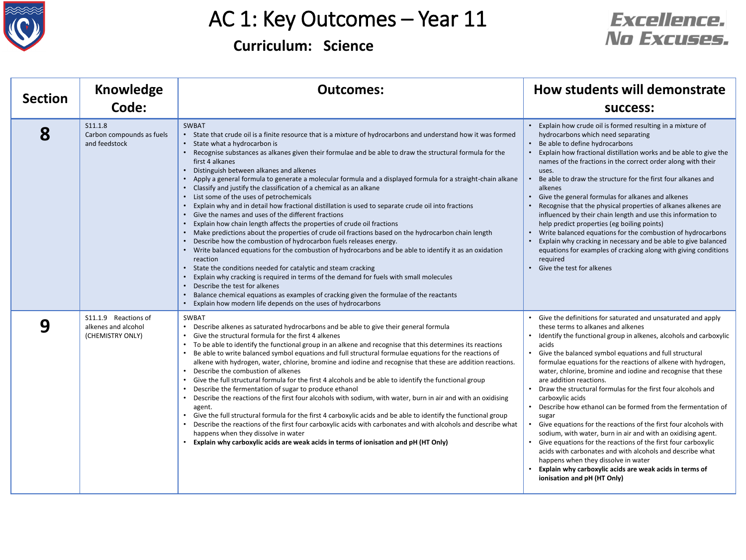# AC 1: Key Outcomes – Year 11

## Curriculum: Science

Excellence. No Excuses.

| Section | Knowledge Code: | Outcomes: | How students will demonstrate success: |
|---|---|---|---|
| **8** | S11.1.8<br>Carbon compounds as fuels and feedstock | SWBAT<br>• State that crude oil is a finite resource that is a mixture of hydrocarbons and understand how it was formed<br>• State what a hydrocarbon is<br>• Recognise substances as alkanes given their formulae and be able to draw the structural formula for the first 4 alkanes<br>• Distinguish between alkanes and alkenes<br>• Apply a general formula to generate a molecular formula and a displayed formula for a straight-chain alkane<br>• Classify and justify the classification of a chemical as an alkane<br>• List some of the uses of petrochemicals<br>• Explain why and in detail how fractional distillation is used to separate crude oil into fractions<br>• Give the names and uses of the different fractions<br>• Explain how chain length affects the properties of crude oil fractions<br>• Make predictions about the properties of crude oil fractions based on the hydrocarbon chain length<br>• Describe how the combustion of hydrocarbon fuels releases energy.<br>• Write balanced equations for the combustion of hydrocarbons and be able to identify it as an oxidation reaction<br>• State the conditions needed for catalytic and steam cracking<br>• Explain why cracking is required in terms of the demand for fuels with small molecules<br>• Describe the test for alkenes<br>• Balance chemical equations as examples of cracking given the formulae of the reactants<br>• Explain how modern life depends on the uses of hydrocarbons | • Explain how crude oil is formed resulting in a mixture of hydrocarbons which need separating<br>• Be able to define hydrocarbons<br>• Explain how fractional distillation works and be able to give the names of the fractions in the correct order along with their uses.<br>• Be able to draw the structure for the first four alkanes and alkenes<br>• Give the general formulas for alkanes and alkenes<br>• Recognise that the physical properties of alkanes alkenes are influenced by their chain length and use this information to help predict properties (eg boiling points)<br>• Write balanced equations for the combustion of hydrocarbons<br>• Explain why cracking in necessary and be able to give balanced equations for examples of cracking along with giving conditions required<br>• Give the test for alkenes |
| **9** | S11.1.9 Reactions of alkenes and alcohol (CHEMISTRY ONLY) | SWBAT<br>• Describe alkenes as saturated hydrocarbons and be able to give their general formula<br>• Give the structural formula for the first 4 alkenes<br>• To be able to identify the functional group in an alkene and recognise that this determines its reactions<br>• Be able to write balanced symbol equations and full structural formulae equations for the reactions of alkene with hydrogen, water, chlorine, bromine and iodine and recognise that these are addition reactions.<br>• Describe the combustion of alkenes<br>• Give the full structural formula for the first 4 alcohols and be able to identify the functional group<br>• Describe the fermentation of sugar to produce ethanol<br>• Describe the reactions of the first four alcohols with sodium, with water, burn in air and with an oxidising agent.<br>• Give the full structural formula for the first 4 carboxylic acids and be able to identify the functional group<br>• Describe the reactions of the first four carboxylic acids with carbonates and with alcohols and describe what happens when they dissolve in water<br>• **Explain why carboxylic acids are weak acids in terms of ionisation and pH (HT Only)** | • Give the definitions for saturated and unsaturated and apply these terms to alkanes and alkenes<br>• Identify the functional group in alkenes, alcohols and carboxylic acids<br>• Give the balanced symbol equations and full structural formulae equations for the reactions of alkene with hydrogen, water, chlorine, bromine and iodine and recognise that these are addition reactions.<br>• Draw the structural formulas for the first four alcohols and carboxylic acids<br>• Describe how ethanol can be formed from the fermentation of sugar<br>• Give equations for the reactions of the first four alcohols with sodium, with water, burn in air and with an oxidising agent.<br>• Give equations for the reactions of the first four carboxylic acids with carbonates and with alcohols and describe what happens when they dissolve in water<br>• **Explain why carboxylic acids are weak acids in terms of ionisation and pH (HT Only)** |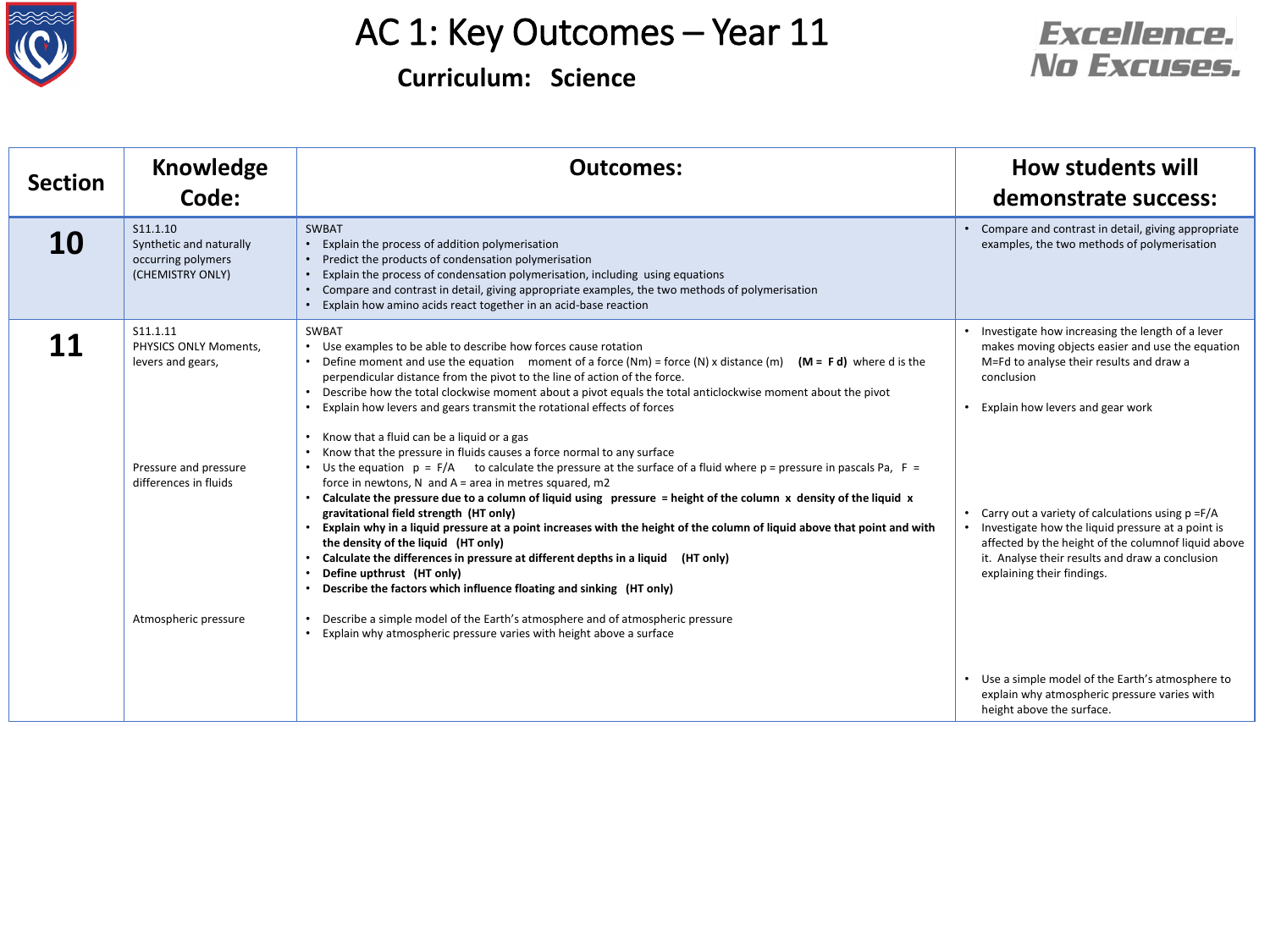# AC 1: Key Outcomes – Year 11

## Curriculum: Science

Excellence. No Excuses.

| Section | Knowledge Code: | Outcomes: | How students will demonstrate success: |
|---|---|---|---|
| **10** | S11.1.10<br>Synthetic and naturally occurring polymers (CHEMISTRY ONLY) | SWBAT<br>• Explain the process of addition polymerisation<br>• Predict the products of condensation polymerisation<br>• Explain the process of condensation polymerisation, including using equations<br>• Compare and contrast in detail, giving appropriate examples, the two methods of polymerisation<br>• Explain how amino acids react together in an acid-base reaction | • Compare and contrast in detail, giving appropriate examples, the two methods of polymerisation |
| **11** | S11.1.11<br>PHYSICS ONLY Moments, levers and gears,<br><br>Pressure and pressure differences in fluids<br><br>Atmospheric pressure | SWBAT<br>• Use examples to be able to describe how forces cause rotation<br>• Define moment and use the equation moment of a force (Nm) = force (N) x distance (m) **($M = F d$)** where d is the perpendicular distance from the pivot to the line of action of the force.<br>• Describe how the total clockwise moment about a pivot equals the total anticlockwise moment about the pivot<br>• Explain how levers and gears transmit the rotational effects of forces<br><br>• Know that a fluid can be a liquid or a gas<br>• Know that the pressure in fluids causes a force normal to any surface<br>• Us the equation $p = F/A$ to calculate the pressure at the surface of a fluid where p = pressure in pascals Pa, F = force in newtons, N and A = area in metres squared, m2<br>• **Calculate the pressure due to a column of liquid using pressure = height of the column x density of the liquid x gravitational field strength (HT only)**<br>• **Explain why in a liquid pressure at a point increases with the height of the column of liquid above that point and with the density of the liquid (HT only)**<br>• **Calculate the differences in pressure at different depths in a liquid (HT only)**<br>• **Define upthrust (HT only)**<br>• **Describe the factors which influence floating and sinking (HT only)**<br><br>• Describe a simple model of the Earth's atmosphere and of atmospheric pressure<br>• Explain why atmospheric pressure varies with height above a surface | • Investigate how increasing the length of a lever makes moving objects easier and use the equation $M=Fd$ to analyse their results and draw a conclusion<br><br>• Explain how levers and gear work<br><br>• Carry out a variety of calculations using $p = F/A$<br>• Investigate how the liquid pressure at a point is affected by the height of the columnof liquid above it. Analyse their results and draw a conclusion explaining their findings.<br><br>• Use a simple model of the Earth's atmosphere to explain why atmospheric pressure varies with height above the surface. |